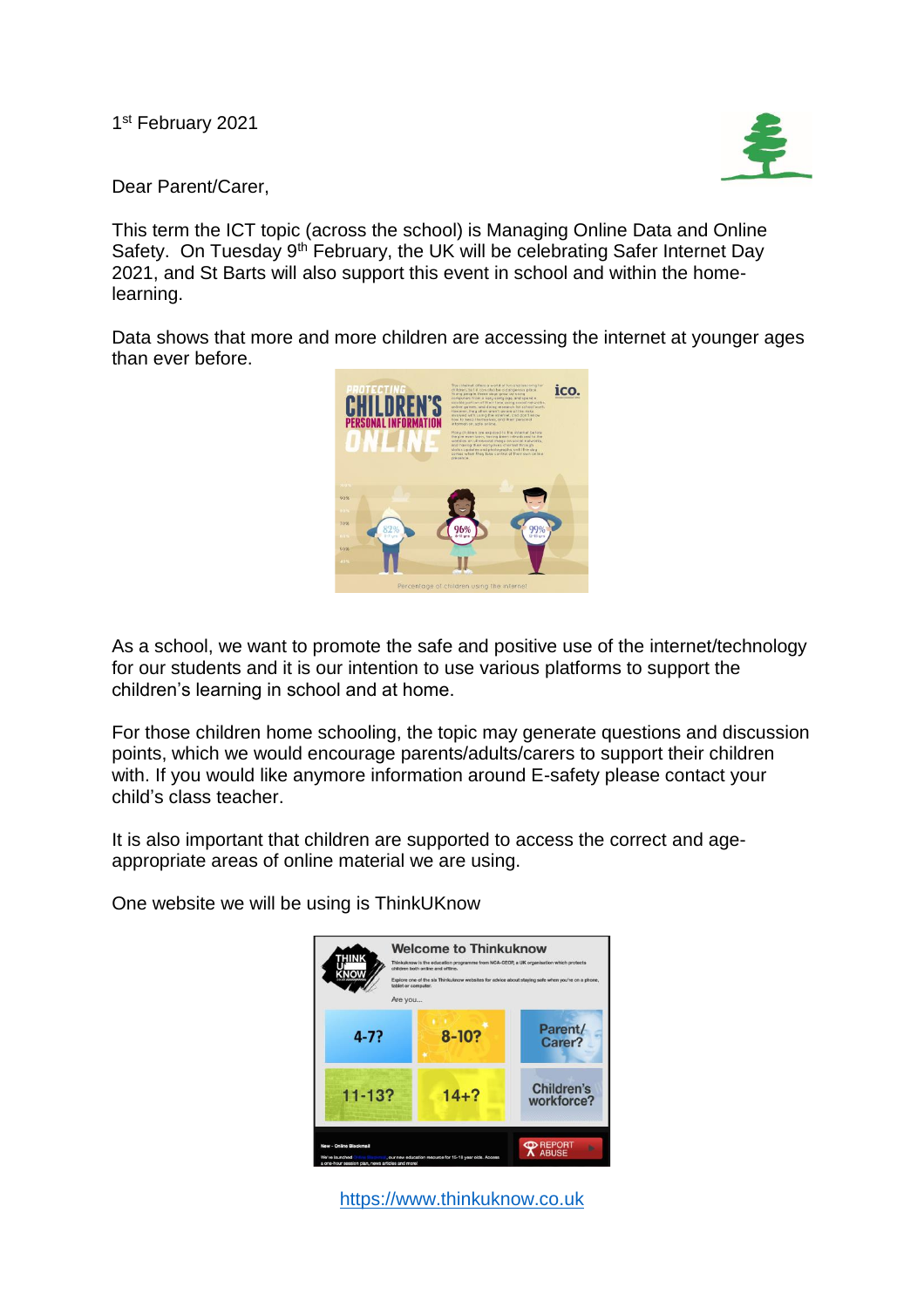1st February 2021

Dear Parent/Carer,

This term the ICT topic (across the school) is Managing Online Data and Online Safety. On Tuesday 9th February, the UK will be celebrating Safer Internet Day 2021, and St Barts will also support this event in school and within the home-learning.

Data shows that more and more children are accessing the internet at younger ages than ever before.

As a school, we want to promote the safe and positive use of the internet/technology for our students and it is our intention to use various platforms to support the children's learning in school and at home.

For those children home schooling, the topic may generate questions and discussion points, which we would encourage parents/adults/carers to support their children with. If you would like anymore information around E-safety please contact your child's class teacher.

It is also important that children are supported to access the correct and age-appropriate areas of online material we are using.

One website we will be using is ThinkUKnow

https://www.thinkuknow.co.uk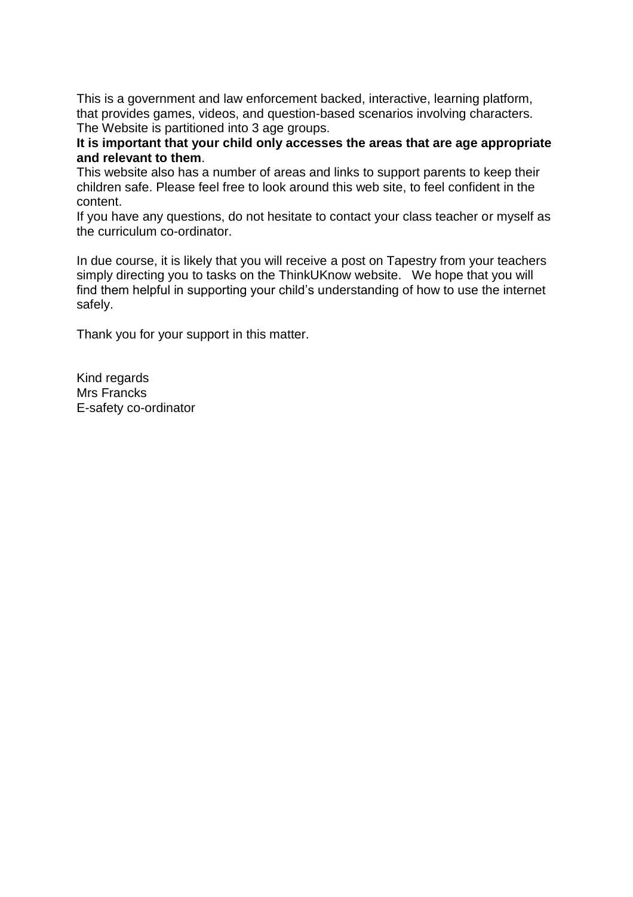This is a government and law enforcement backed, interactive, learning platform, that provides games, videos, and question-based scenarios involving characters. The Website is partitioned into 3 age groups.

**It is important that your child only accesses the areas that are age appropriate and relevant to them**.

This website also has a number of areas and links to support parents to keep their children safe. Please feel free to look around this web site, to feel confident in the content.

If you have any questions, do not hesitate to contact your class teacher or myself as the curriculum co-ordinator.

In due course, it is likely that you will receive a post on Tapestry from your teachers simply directing you to tasks on the ThinkUKnow website. We hope that you will find them helpful in supporting your child's understanding of how to use the internet safely.

Thank you for your support in this matter.

Kind regards
Mrs Francks
E-safety co-ordinator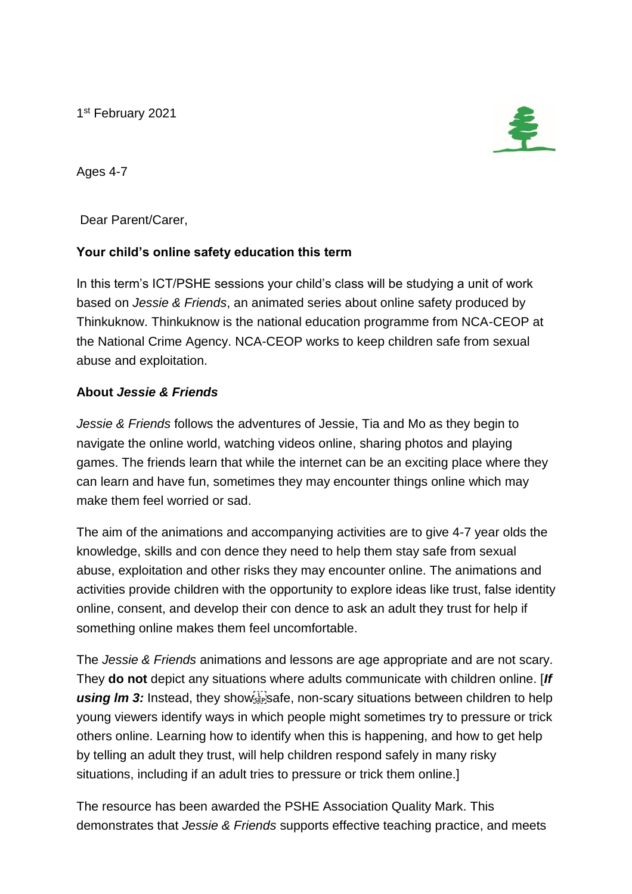1st February 2021

Ages 4-7

Dear Parent/Carer,

**Your child's online safety education this term**

In this term's ICT/PSHE sessions your child's class will be studying a unit of work based on *Jessie & Friends*, an animated series about online safety produced by Thinkuknow. Thinkuknow is the national education programme from NCA-CEOP at the National Crime Agency. NCA-CEOP works to keep children safe from sexual abuse and exploitation.

**About *Jessie & Friends***

*Jessie & Friends* follows the adventures of Jessie, Tia and Mo as they begin to navigate the online world, watching videos online, sharing photos and playing games. The friends learn that while the internet can be an exciting place where they can learn and have fun, sometimes they may encounter things online which may make them feel worried or sad.

The aim of the animations and accompanying activities are to give 4-7 year olds the knowledge, skills and con dence they need to help them stay safe from sexual abuse, exploitation and other risks they may encounter online. The animations and activities provide children with the opportunity to explore ideas like trust, false identity online, consent, and develop their con dence to ask an adult they trust for help if something online makes them feel uncomfortable.

The *Jessie & Friends* animations and lessons are age appropriate and are not scary. They **do not** depict any situations where adults communicate with children online. [***If using lm 3:*** Instead, they show safe, non-scary situations between children to help young viewers identify ways in which people might sometimes try to pressure or trick others online. Learning how to identify when this is happening, and how to get help by telling an adult they trust, will help children respond safely in many risky situations, including if an adult tries to pressure or trick them online.]

The resource has been awarded the PSHE Association Quality Mark. This demonstrates that *Jessie & Friends* supports effective teaching practice, and meets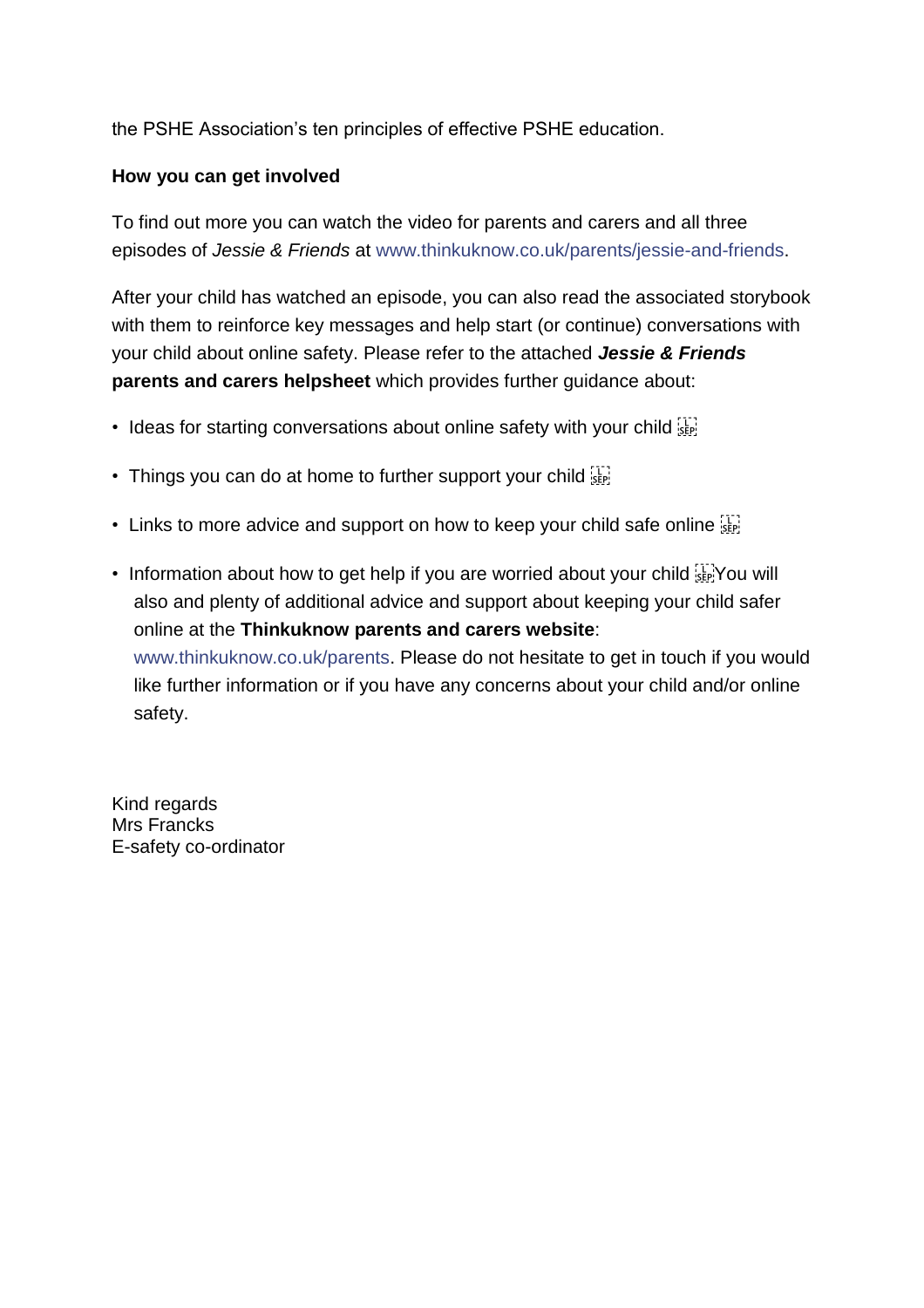the PSHE Association's ten principles of effective PSHE education.

**How you can get involved**

To find out more you can watch the video for parents and carers and all three episodes of *Jessie & Friends* at www.thinkuknow.co.uk/parents/jessie-and-friends.

After your child has watched an episode, you can also read the associated storybook with them to reinforce key messages and help start (or continue) conversations with your child about online safety. Please refer to the attached ***Jessie & Friends* parents and carers helpsheet** which provides further guidance about:

- Ideas for starting conversations about online safety with your child
- Things you can do at home to further support your child
- Links to more advice and support on how to keep your child safe online
- Information about how to get help if you are worried about your child You will also and plenty of additional advice and support about keeping your child safer online at the **Thinkuknow parents and carers website**: www.thinkuknow.co.uk/parents. Please do not hesitate to get in touch if you would like further information or if you have any concerns about your child and/or online safety.

Kind regards
Mrs Francks
E-safety co-ordinator